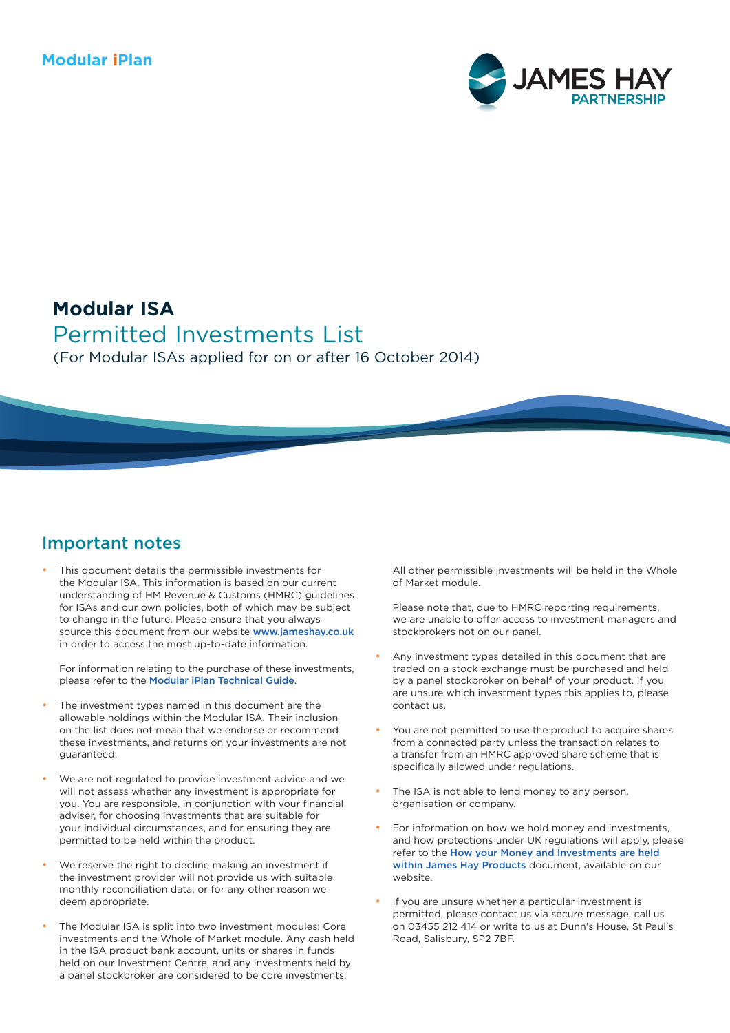Modular iPlan

# Modular ISA

## Permitted Investments List

(For Modular ISAs applied for on or after 16 October 2014)

## Important notes

- This document details the permissible investments for the Modular ISA. This information is based on our current understanding of HM Revenue & Customs (HMRC) guidelines for ISAs and our own policies, both of which may be subject to change in the future. Please ensure that you always source this document from our website www.jameshay.co.uk in order to access the most up-to-date information.

  For information relating to the purchase of these investments, please refer to the Modular iPlan Technical Guide.

- The investment types named in this document are the allowable holdings within the Modular ISA. Their inclusion on the list does not mean that we endorse or recommend these investments, and returns on your investments are not guaranteed.

- We are not regulated to provide investment advice and we will not assess whether any investment is appropriate for you. You are responsible, in conjunction with your financial adviser, for choosing investments that are suitable for your individual circumstances, and for ensuring they are permitted to be held within the product.

- We reserve the right to decline making an investment if the investment provider will not provide us with suitable monthly reconciliation data, or for any other reason we deem appropriate.

- The Modular ISA is split into two investment modules: Core investments and the Whole of Market module. Any cash held in the ISA product bank account, units or shares in funds held on our Investment Centre, and any investments held by a panel stockbroker are considered to be core investments.

  All other permissible investments will be held in the Whole of Market module.

  Please note that, due to HMRC reporting requirements, we are unable to offer access to investment managers and stockbrokers not on our panel.

- Any investment types detailed in this document that are traded on a stock exchange must be purchased and held by a panel stockbroker on behalf of your product. If you are unsure which investment types this applies to, please contact us.

- You are not permitted to use the product to acquire shares from a connected party unless the transaction relates to a transfer from an HMRC approved share scheme that is specifically allowed under regulations.

- The ISA is not able to lend money to any person, organisation or company.

- For information on how we hold money and investments, and how protections under UK regulations will apply, please refer to the How your Money and Investments are held within James Hay Products document, available on our website.

- If you are unsure whether a particular investment is permitted, please contact us via secure message, call us on 03455 212 414 or write to us at Dunn's House, St Paul's Road, Salisbury, SP2 7BF.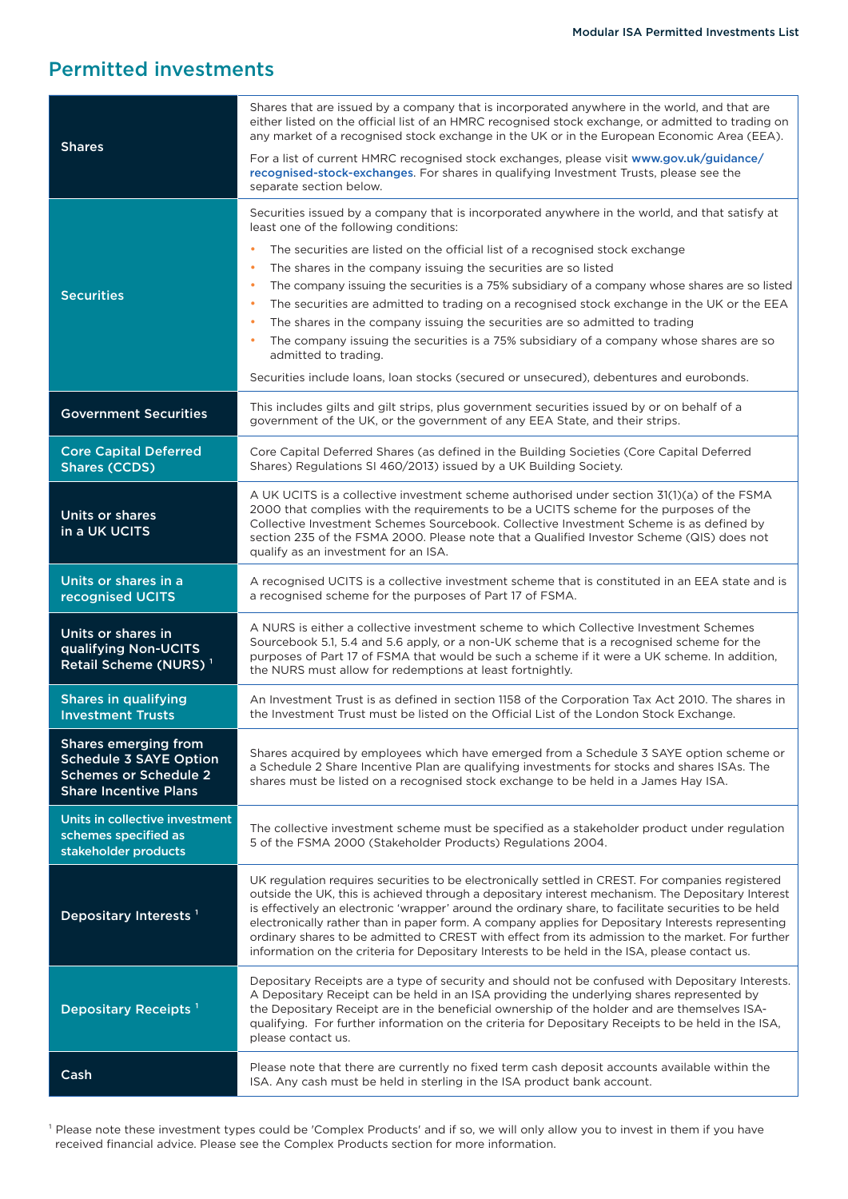## Permitted investments

| | |
|---|---|
| **Shares** | Shares that are issued by a company that is incorporated anywhere in the world, and that are either listed on the official list of an HMRC recognised stock exchange, or admitted to trading on any market of a recognised stock exchange in the UK or in the European Economic Area (EEA).<br><br>For a list of current HMRC recognised stock exchanges, please visit www.gov.uk/guidance/recognised-stock-exchanges. For shares in qualifying Investment Trusts, please see the separate section below. |
| **Securities** | Securities issued by a company that is incorporated anywhere in the world, and that satisfy at least one of the following conditions:<br><br>• The securities are listed on the official list of a recognised stock exchange<br>• The shares in the company issuing the securities are so listed<br>• The company issuing the securities is a 75% subsidiary of a company whose shares are so listed<br>• The securities are admitted to trading on a recognised stock exchange in the UK or the EEA<br>• The shares in the company issuing the securities are so admitted to trading<br>• The company issuing the securities is a 75% subsidiary of a company whose shares are so admitted to trading.<br><br>Securities include loans, loan stocks (secured or unsecured), debentures and eurobonds. |
| **Government Securities** | This includes gilts and gilt strips, plus government securities issued by or on behalf of a government of the UK, or the government of any EEA State, and their strips. |
| **Core Capital Deferred Shares (CCDS)** | Core Capital Deferred Shares (as defined in the Building Societies (Core Capital Deferred Shares) Regulations SI 460/2013) issued by a UK Building Society. |
| **Units or shares in a UK UCITS** | A UK UCITS is a collective investment scheme authorised under section 31(1)(a) of the FSMA 2000 that complies with the requirements to be a UCITS scheme for the purposes of the Collective Investment Schemes Sourcebook. Collective Investment Scheme is as defined by section 235 of the FSMA 2000. Please note that a Qualified Investor Scheme (QIS) does not qualify as an investment for an ISA. |
| **Units or shares in a recognised UCITS** | A recognised UCITS is a collective investment scheme that is constituted in an EEA state and is a recognised scheme for the purposes of Part 17 of FSMA. |
| **Units or shares in qualifying Non-UCITS Retail Scheme (NURS)** [1] | A NURS is either a collective investment scheme to which Collective Investment Schemes Sourcebook 5.1, 5.4 and 5.6 apply, or a non-UK scheme that is a recognised scheme for the purposes of Part 17 of FSMA that would be such a scheme if it were a UK scheme. In addition, the NURS must allow for redemptions at least fortnightly. |
| **Shares in qualifying Investment Trusts** | An Investment Trust is as defined in section 1158 of the Corporation Tax Act 2010. The shares in the Investment Trust must be listed on the Official List of the London Stock Exchange. |
| **Shares emerging from Schedule 3 SAYE Option Schemes or Schedule 2 Share Incentive Plans** | Shares acquired by employees which have emerged from a Schedule 3 SAYE option scheme or a Schedule 2 Share Incentive Plan are qualifying investments for stocks and shares ISAs. The shares must be listed on a recognised stock exchange to be held in a James Hay ISA. |
| **Units in collective investment schemes specified as stakeholder products** | The collective investment scheme must be specified as a stakeholder product under regulation 5 of the FSMA 2000 (Stakeholder Products) Regulations 2004. |
| **Depositary Interests** [1] | UK regulation requires securities to be electronically settled in CREST. For companies registered outside the UK, this is achieved through a depositary interest mechanism. The Depositary Interest is effectively an electronic 'wrapper' around the ordinary share, to facilitate securities to be held electronically rather than in paper form. A company applies for Depositary Interests representing ordinary shares to be admitted to CREST with effect from its admission to the market. For further information on the criteria for Depositary Interests to be held in the ISA, please contact us. |
| **Depositary Receipts** [1] | Depositary Receipts are a type of security and should not be confused with Depositary Interests. A Depositary Receipt can be held in an ISA providing the underlying shares represented by the Depositary Receipt are in the beneficial ownership of the holder and are themselves ISA-qualifying. For further information on the criteria for Depositary Receipts to be held in the ISA, please contact us. |
| **Cash** | Please note that there are currently no fixed term cash deposit accounts available within the ISA. Any cash must be held in sterling in the ISA product bank account. |

[1] Please note these investment types could be 'Complex Products' and if so, we will only allow you to invest in them if you have received financial advice. Please see the Complex Products section for more information.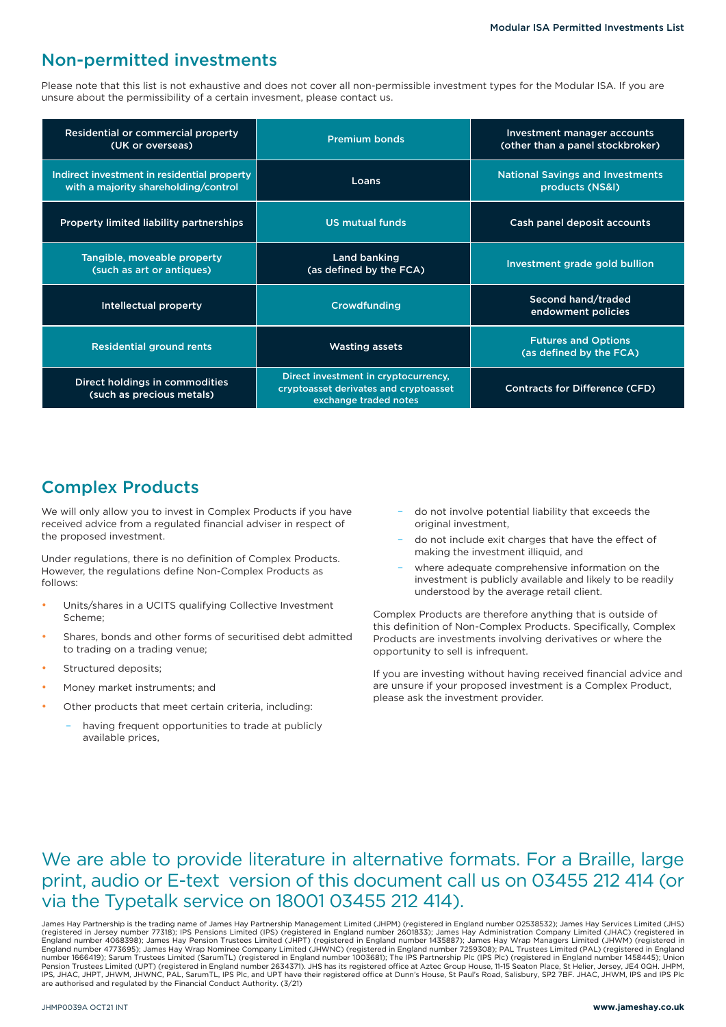## Non-permitted investments

Please note that this list is not exhaustive and does not cover all non-permissible investment types for the Modular ISA. If you are unsure about the permissibility of a certain invesment, please contact us.

| | | |
|---|---|---|
| Residential or commercial property (UK or overseas) | Premium bonds | Investment manager accounts (other than a panel stockbroker) |
| Indirect investment in residential property with a majority shareholding/control | Loans | National Savings and Investments products (NS&I) |
| Property limited liability partnerships | US mutual funds | Cash panel deposit accounts |
| Tangible, moveable property (such as art or antiques) | Land banking (as defined by the FCA) | Investment grade gold bullion |
| Intellectual property | Crowdfunding | Second hand/traded endowment policies |
| Residential ground rents | Wasting assets | Futures and Options (as defined by the FCA) |
| Direct holdings in commodities (such as precious metals) | Direct investment in cryptocurrency, cryptoasset derivates and cryptoasset exchange traded notes | Contracts for Difference (CFD) |

## Complex Products

We will only allow you to invest in Complex Products if you have received advice from a regulated financial adviser in respect of the proposed investment.

Under regulations, there is no definition of Complex Products. However, the regulations define Non-Complex Products as follows:

- Units/shares in a UCITS qualifying Collective Investment Scheme;
- Shares, bonds and other forms of securitised debt admitted to trading on a trading venue;
- Structured deposits;
- Money market instruments; and
- Other products that meet certain criteria, including:
  - having frequent opportunities to trade at publicly available prices,
  - do not involve potential liability that exceeds the original investment,
  - do not include exit charges that have the effect of making the investment illiquid, and
  - where adequate comprehensive information on the investment is publicly available and likely to be readily understood by the average retail client.

Complex Products are therefore anything that is outside of this definition of Non-Complex Products. Specifically, Complex Products are investments involving derivatives or where the opportunity to sell is infrequent.

If you are investing without having received financial advice and are unsure if your proposed investment is a Complex Product, please ask the investment provider.

We are able to provide literature in alternative formats. For a Braille, large print, audio or E-text version of this document call us on 03455 212 414 (or via the Typetalk service on 18001 03455 212 414).

James Hay Partnership is the trading name of James Hay Partnership Management Limited (JHPM) (registered in England number 02538532); James Hay Services Limited (JHS) (registered in Jersey number 77318); IPS Pensions Limited (IPS) (registered in England number 2601833); James Hay Administration Company Limited (JHAC) (registered in England number 4068398); James Hay Pension Trustees Limited (JHPT) (registered in England number 1435887); James Hay Wrap Managers Limited (JHWM) (registered in England number 4773695); James Hay Wrap Nominee Company Limited (JHWNC) (registered in England number 7259308); PAL Trustees Limited (PAL) (registered in England number 1666419); Sarum Trustees Limited (SarumTL) (registered in England number 1003681); The IPS Partnership Plc (IPS Plc) (registered in England number 1458445); Union Pension Trustees Limited (UPT) (registered in England number 2634371). JHS has its registered office at Aztec Group House, 11-15 Seaton Place, St Helier, Jersey, JE4 0QH. JHPM, IPS, JHAC, JHPT, JHWM, JHWNC, PAL, SarumTL, IPS Plc, and UPT have their registered office at Dunn's House, St Paul's Road, Salisbury, SP2 7BF. JHAC, JHWM, IPS and IPS Plc are authorised and regulated by the Financial Conduct Authority. (3/21)

JHMP0039A OCT21 INT

www.jameshay.co.uk